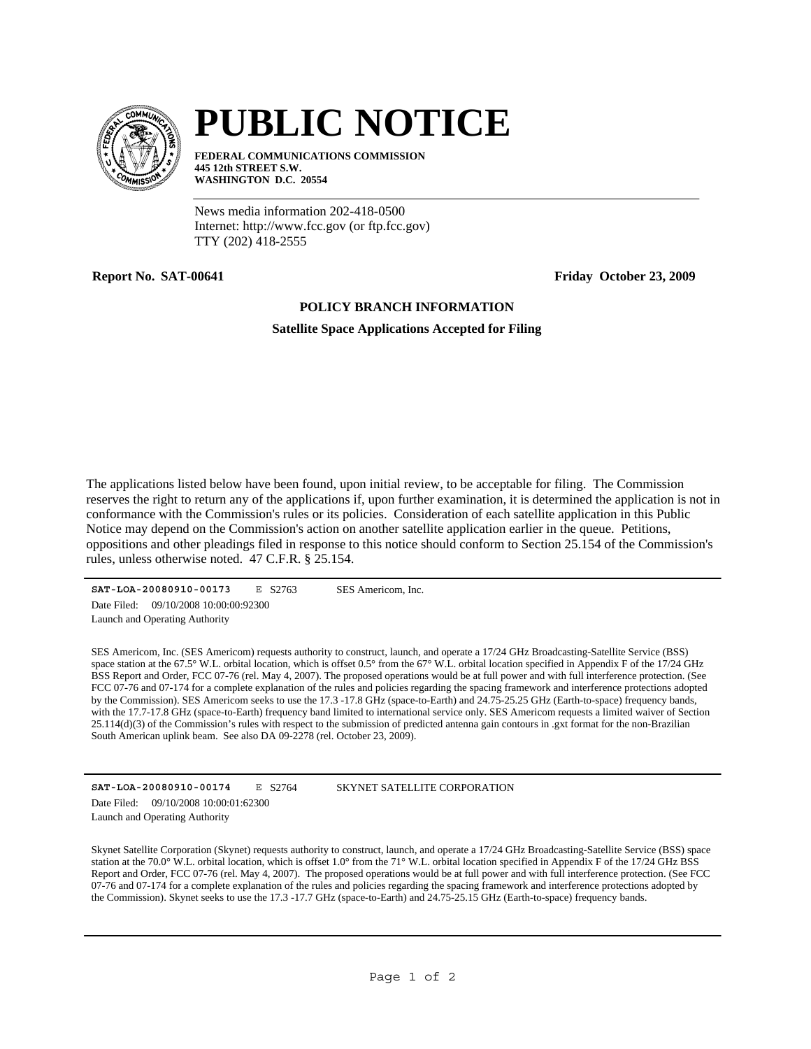# PUBLIC NOTICE

**FEDERAL COMMUNICATIONS COMMISSION**
**445 12th STREET S.W.**
**WASHINGTON D.C. 20554**

News media information 202-418-0500
Internet: http://www.fcc.gov (or ftp.fcc.gov)
TTY (202) 418-2555

**Report No. SAT-00641** **Friday October 23, 2009**

**POLICY BRANCH INFORMATION**

**Satellite Space Applications Accepted for Filing**

The applications listed below have been found, upon initial review, to be acceptable for filing. The Commission reserves the right to return any of the applications if, upon further examination, it is determined the application is not in conformance with the Commission's rules or its policies. Consideration of each satellite application in this Public Notice may depend on the Commission's action on another satellite application earlier in the queue. Petitions, oppositions and other pleadings filed in response to this notice should conform to Section 25.154 of the Commission's rules, unless otherwise noted. 47 C.F.R. § 25.154.

---

**SAT-LOA-20080910-00173** E S2763 SES Americom, Inc.
Date Filed: 09/10/2008 10:00:00:92300
Launch and Operating Authority

SES Americom, Inc. (SES Americom) requests authority to construct, launch, and operate a 17/24 GHz Broadcasting-Satellite Service (BSS) space station at the 67.5° W.L. orbital location, which is offset 0.5° from the 67° W.L. orbital location specified in Appendix F of the 17/24 GHz BSS Report and Order, FCC 07-76 (rel. May 4, 2007). The proposed operations would be at full power and with full interference protection. (See FCC 07-76 and 07-174 for a complete explanation of the rules and policies regarding the spacing framework and interference protections adopted by the Commission). SES Americom seeks to use the 17.3 -17.8 GHz (space-to-Earth) and 24.75-25.25 GHz (Earth-to-space) frequency bands, with the 17.7-17.8 GHz (space-to-Earth) frequency band limited to international service only. SES Americom requests a limited waiver of Section 25.114(d)(3) of the Commission's rules with respect to the submission of predicted antenna gain contours in .gxt format for the non-Brazilian South American uplink beam. See also DA 09-2278 (rel. October 23, 2009).

---

**SAT-LOA-20080910-00174** E S2764 SKYNET SATELLITE CORPORATION
Date Filed: 09/10/2008 10:00:01:62300
Launch and Operating Authority

Skynet Satellite Corporation (Skynet) requests authority to construct, launch, and operate a 17/24 GHz Broadcasting-Satellite Service (BSS) space station at the 70.0° W.L. orbital location, which is offset 1.0° from the 71° W.L. orbital location specified in Appendix F of the 17/24 GHz BSS Report and Order, FCC 07-76 (rel. May 4, 2007). The proposed operations would be at full power and with full interference protection. (See FCC 07-76 and 07-174 for a complete explanation of the rules and policies regarding the spacing framework and interference protections adopted by the Commission). Skynet seeks to use the 17.3 -17.7 GHz (space-to-Earth) and 24.75-25.15 GHz (Earth-to-space) frequency bands.

---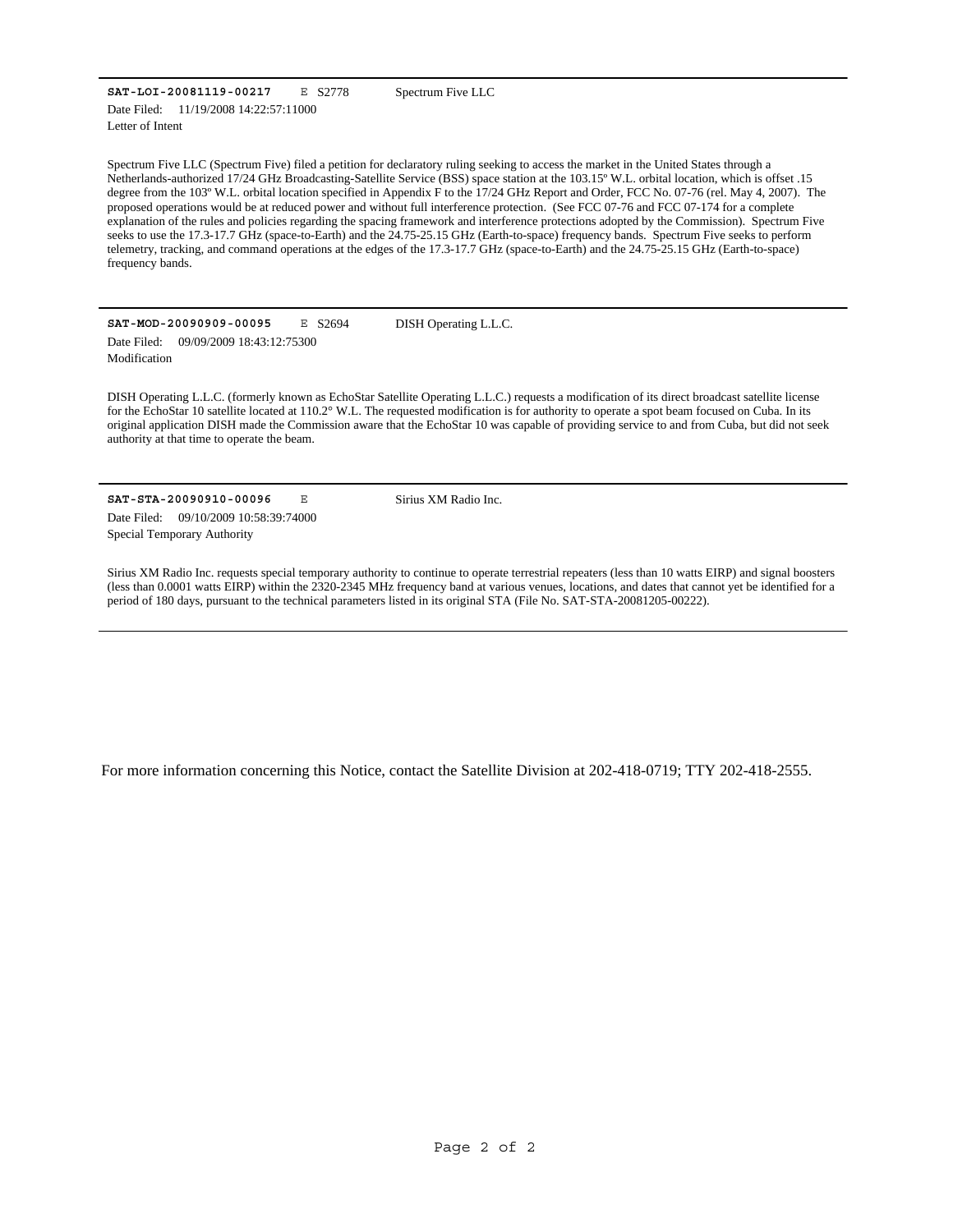**SAT-LOI-20081119-00217** E S2778 Spectrum Five LLC

Date Filed: 11/19/2008 14:22:57:11000

Letter of Intent

Spectrum Five LLC (Spectrum Five) filed a petition for declaratory ruling seeking to access the market in the United States through a Netherlands-authorized 17/24 GHz Broadcasting-Satellite Service (BSS) space station at the 103.15º W.L. orbital location, which is offset .15 degree from the 103º W.L. orbital location specified in Appendix F to the 17/24 GHz Report and Order, FCC No. 07-76 (rel. May 4, 2007). The proposed operations would be at reduced power and without full interference protection. (See FCC 07-76 and FCC 07-174 for a complete explanation of the rules and policies regarding the spacing framework and interference protections adopted by the Commission). Spectrum Five seeks to use the 17.3-17.7 GHz (space-to-Earth) and the 24.75-25.15 GHz (Earth-to-space) frequency bands. Spectrum Five seeks to perform telemetry, tracking, and command operations at the edges of the 17.3-17.7 GHz (space-to-Earth) and the 24.75-25.15 GHz (Earth-to-space) frequency bands.

---

**SAT-MOD-20090909-00095** E S2694 DISH Operating L.L.C.

Date Filed: 09/09/2009 18:43:12:75300

Modification

DISH Operating L.L.C. (formerly known as EchoStar Satellite Operating L.L.C.) requests a modification of its direct broadcast satellite license for the EchoStar 10 satellite located at 110.2° W.L. The requested modification is for authority to operate a spot beam focused on Cuba. In its original application DISH made the Commission aware that the EchoStar 10 was capable of providing service to and from Cuba, but did not seek authority at that time to operate the beam.

---

**SAT-STA-20090910-00096** E Sirius XM Radio Inc.

Date Filed: 09/10/2009 10:58:39:74000

Special Temporary Authority

Sirius XM Radio Inc. requests special temporary authority to continue to operate terrestrial repeaters (less than 10 watts EIRP) and signal boosters (less than 0.0001 watts EIRP) within the 2320-2345 MHz frequency band at various venues, locations, and dates that cannot yet be identified for a period of 180 days, pursuant to the technical parameters listed in its original STA (File No. SAT-STA-20081205-00222).

---

For more information concerning this Notice, contact the Satellite Division at 202-418-0719; TTY 202-418-2555.